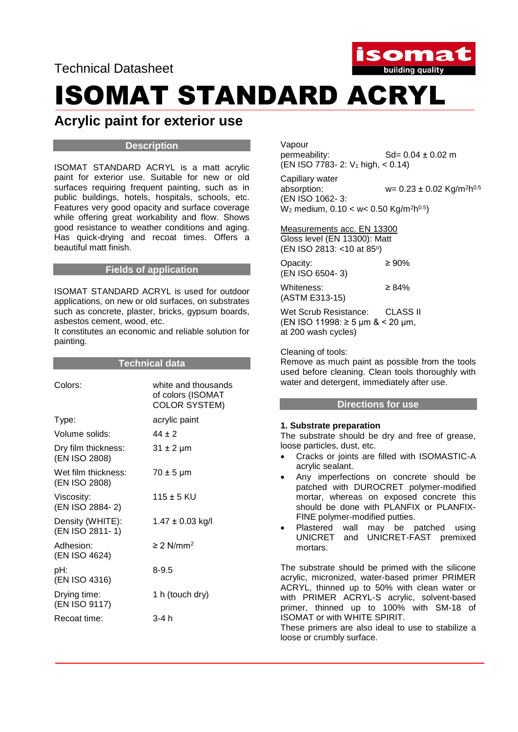Technical Datasheet

# ISOMAT STANDARD ACRYL

## Acrylic paint for exterior use

### Description

ISOMAT STANDARD ACRYL is a matt acrylic paint for exterior use. Suitable for new or old surfaces requiring frequent painting, such as in public buildings, hotels, hospitals, schools, etc. Features very good opacity and surface coverage while offering great workability and flow. Shows good resistance to weather conditions and aging. Has quick-drying and recoat times. Offers a beautiful matt finish.

### Fields of application

ISOMAT STANDARD ACRYL is used for outdoor applications, on new or old surfaces, on substrates such as concrete, plaster, bricks, gypsum boards, asbestos cement, wood, etc.
It constitutes an economic and reliable solution for painting.

### Technical data

| | |
|---|---|
| Colors: | white and thousands of colors (ISOMAT COLOR SYSTEM) |
| Type: | acrylic paint |
| Volume solids: | 44 ± 2 |
| Dry film thickness: (EN ISO 2808) | 31 ± 2 μm |
| Wet film thickness: (EN ISO 2808) | 70 ± 5 μm |
| Viscosity: (EN ISO 2884- 2) | 115 ± 5 KU |
| Density (WHITE): (EN ISO 2811- 1) | 1.47 ± 0.03 kg/l |
| Adhesion: (EN ISO 4624) | ≥ 2 N/mm$^2$ |
| pH: (EN ISO 4316) | 8-9.5 |
| Drying time: (EN ISO 9117) | 1 h (touch dry) |
| Recoat time: | 3-4 h |
| Vapour permeability: (EN ISO 7783- 2: $V_1$ high, < 0.14) | Sd= 0.04 ± 0.02 m |
| Capillary water absorption: (EN ISO 1062- 3: $W_2$ medium, 0.10 < w< 0.50 Kg/m$^2$h$^{0.5}$) | w= 0.23 ± 0.02 Kg/m$^2$h$^{0.5}$ |

Measurements acc. EN 13300
Gloss level (EN 13300): Matt
(EN ISO 2813: <10 at 85$^o$)

| | |
|---|---|
| Opacity: (EN ISO 6504- 3) | ≥ 90% |
| Whiteness: (ASTM E313-15) | ≥ 84% |
| Wet Scrub Resistance: (EN ISO 11998: ≥ 5 μm & < 20 μm, at 200 wash cycles) | CLASS II |

Cleaning of tools:
Remove as much paint as possible from the tools used before cleaning. Clean tools thoroughly with water and detergent, immediately after use.

### Directions for use

**1. Substrate preparation**

The substrate should be dry and free of grease, loose particles, dust, etc.

- Cracks or joints are filled with ISOMASTIC-A acrylic sealant.
- Any imperfections on concrete should be patched with DUROCRET polymer-modified mortar, whereas on exposed concrete this should be done with PLANFIX or PLANFIX-FINE polymer-modified putties.
- Plastered wall may be patched using UNICRET and UNICRET-FAST premixed mortars.

The substrate should be primed with the silicone acrylic, micronized, water-based primer PRIMER ACRYL, thinned up to 50% with clean water or with PRIMER ACRYL-S acrylic, solvent-based primer, thinned up to 100% with SM-18 of ISOMAT or with WHITE SPIRIT.
These primers are also ideal to use to stabilize a loose or crumbly surface.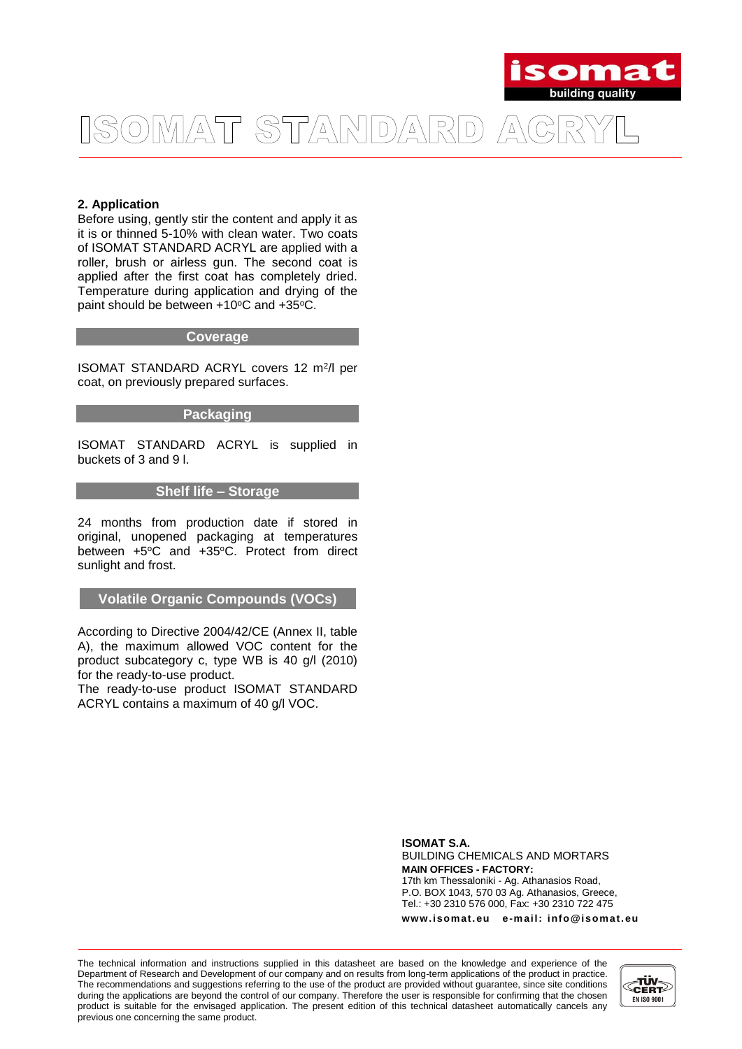# ISOMAT STANDARD ACRYL

**2. Application**

Before using, gently stir the content and apply it as it is or thinned 5-10% with clean water. Two coats of ISOMAT STANDARD ACRYL are applied with a roller, brush or airless gun. The second coat is applied after the first coat has completely dried. Temperature during application and drying of the paint should be between +10°C and +35°C.

### Coverage

ISOMAT STANDARD ACRYL covers 12 m²/l per coat, on previously prepared surfaces.

### Packaging

ISOMAT STANDARD ACRYL is supplied in buckets of 3 and 9 l.

### Shelf life – Storage

24 months from production date if stored in original, unopened packaging at temperatures between +5°C and +35°C. Protect from direct sunlight and frost.

### Volatile Organic Compounds (VOCs)

According to Directive 2004/42/CE (Annex II, table A), the maximum allowed VOC content for the product subcategory c, type WB is 40 g/l (2010) for the ready-to-use product.

The ready-to-use product ISOMAT STANDARD ACRYL contains a maximum of 40 g/l VOC.

**ISOMAT S.A.**
BUILDING CHEMICALS AND MORTARS
**MAIN OFFICES - FACTORY:**
17th km Thessaloniki - Ag. Athanasios Road,
P.O. BOX 1043, 570 03 Ag. Athanasios, Greece,
Tel.: +30 2310 576 000, Fax: +30 2310 722 475
**www.isomat.eu e-mail: info@isomat.eu**

The technical information and instructions supplied in this datasheet are based on the knowledge and experience of the Department of Research and Development of our company and on results from long-term applications of the product in practice. The recommendations and suggestions referring to the use of the product are provided without guarantee, since site conditions during the applications are beyond the control of our company. Therefore the user is responsible for confirming that the chosen product is suitable for the envisaged application. The present edition of this technical datasheet automatically cancels any previous one concerning the same product.